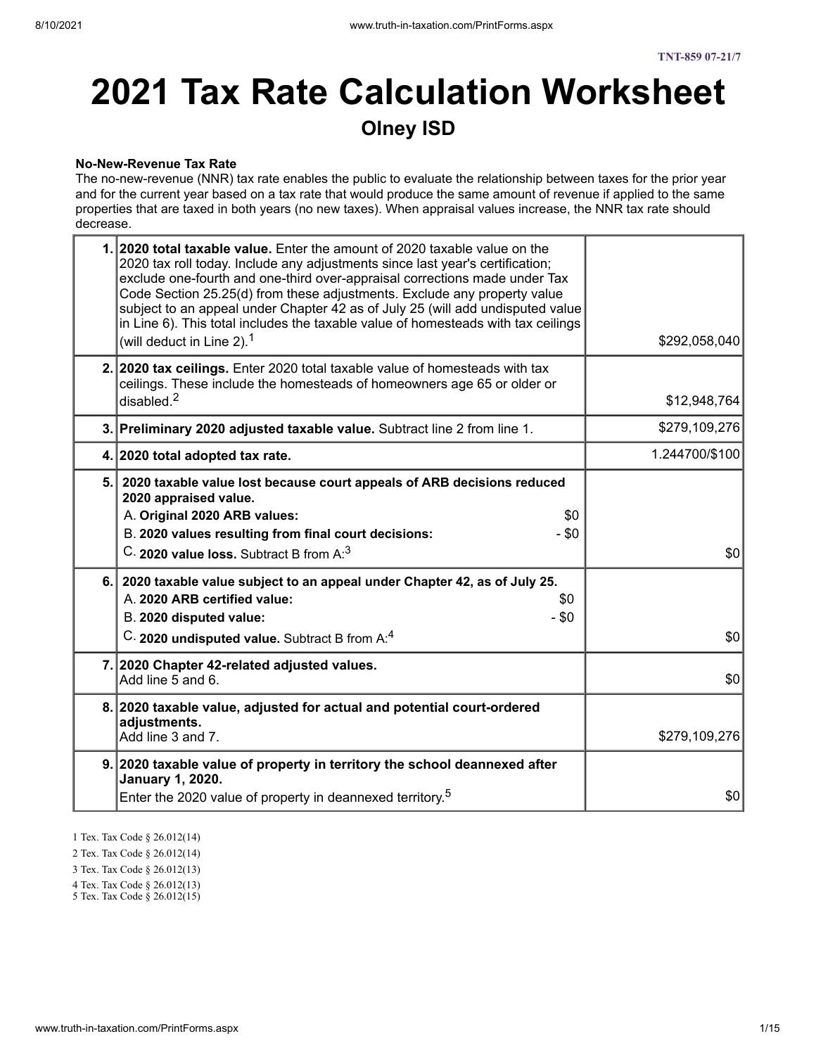TNT-859 07-21/7

# 2021 Tax Rate Calculation Worksheet

## Olney ISD

**No-New-Revenue Tax Rate**

The no-new-revenue (NNR) tax rate enables the public to evaluate the relationship between taxes for the prior year and for the current year based on a tax rate that would produce the same amount of revenue if applied to the same properties that are taxed in both years (no new taxes). When appraisal values increase, the NNR tax rate should decrease.

| | | |
|---|---|---|
| 1. | **2020 total taxable value.** Enter the amount of 2020 taxable value on the 2020 tax roll today. Include any adjustments since last year's certification; exclude one-fourth and one-third over-appraisal corrections made under Tax Code Section 25.25(d) from these adjustments. Exclude any property value subject to an appeal under Chapter 42 as of July 25 (will add undisputed value in Line 6). This total includes the taxable value of homesteads with tax ceilings (will deduct in Line 2).[1] | $292,058,040 |
| 2. | **2020 tax ceilings.** Enter 2020 total taxable value of homesteads with tax ceilings. These include the homesteads of homeowners age 65 or older or disabled.[2] | $12,948,764 |
| 3. | **Preliminary 2020 adjusted taxable value.** Subtract line 2 from line 1. | $279,109,276 |
| 4. | **2020 total adopted tax rate.** | 1.244700/$100 |
| 5. | **2020 taxable value lost because court appeals of ARB decisions reduced 2020 appraised value.**<br>A. **Original 2020 ARB values:** $0<br>B. **2020 values resulting from final court decisions:** - $0<br>C. **2020 value loss.** Subtract B from A:[3] | $0 |
| 6. | **2020 taxable value subject to an appeal under Chapter 42, as of July 25.**<br>A. **2020 ARB certified value:** $0<br>B. **2020 disputed value:** - $0<br>C. **2020 undisputed value.** Subtract B from A:[4] | $0 |
| 7. | **2020 Chapter 42-related adjusted values.**<br>Add line 5 and 6. | $0 |
| 8. | **2020 taxable value, adjusted for actual and potential court-ordered adjustments.**<br>Add line 3 and 7. | $279,109,276 |
| 9. | **2020 taxable value of property in territory the school deannexed after January 1, 2020.**<br>Enter the 2020 value of property in deannexed territory.[5] | $0 |

1 Tex. Tax Code § 26.012(14)

2 Tex. Tax Code § 26.012(14)

3 Tex. Tax Code § 26.012(13)

4 Tex. Tax Code § 26.012(13)

5 Tex. Tax Code § 26.012(15)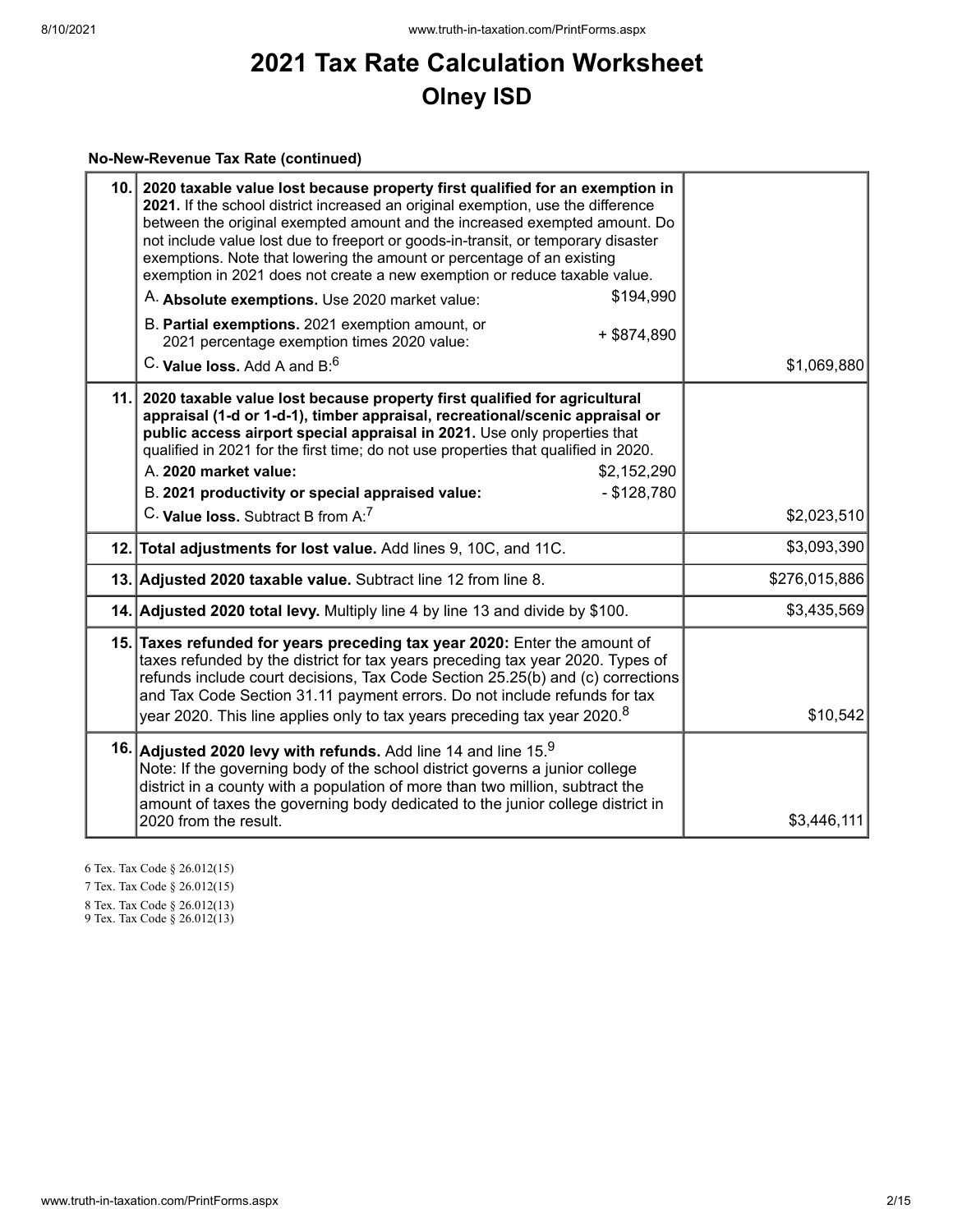# 2021 Tax Rate Calculation Worksheet
## Olney ISD

**No-New-Revenue Tax Rate (continued)**

| Line | Description | Amount |
|---|---|---|
| 10. | **2020 taxable value lost because property first qualified for an exemption in 2021.** If the school district increased an original exemption, use the difference between the original exempted amount and the increased exempted amount. Do not include value lost due to freeport or goods-in-transit, or temporary disaster exemptions. Note that lowering the amount or percentage of an existing exemption in 2021 does not create a new exemption or reduce taxable value.<br>A. **Absolute exemptions.** Use 2020 market value: $194,990<br>B. **Partial exemptions.** 2021 exemption amount, or 2021 percentage exemption times 2020 value: + $874,890<br>C. **Value loss.** Add A and B:[6] | $1,069,880 |
| 11. | **2020 taxable value lost because property first qualified for agricultural appraisal (1-d or 1-d-1), timber appraisal, recreational/scenic appraisal or public access airport special appraisal in 2021.** Use only properties that qualified in 2021 for the first time; do not use properties that qualified in 2020.<br>A. **2020 market value:** $2,152,290<br>B. **2021 productivity or special appraised value:** - $128,780<br>C. **Value loss.** Subtract B from A:[7] | $2,023,510 |
| 12. | **Total adjustments for lost value.** Add lines 9, 10C, and 11C. | $3,093,390 |
| 13. | **Adjusted 2020 taxable value.** Subtract line 12 from line 8. | $276,015,886 |
| 14. | **Adjusted 2020 total levy.** Multiply line 4 by line 13 and divide by $100. | $3,435,569 |
| 15. | **Taxes refunded for years preceding tax year 2020:** Enter the amount of taxes refunded by the district for tax years preceding tax year 2020. Types of refunds include court decisions, Tax Code Section 25.25(b) and (c) corrections and Tax Code Section 31.11 payment errors. Do not include refunds for tax year 2020. This line applies only to tax years preceding tax year 2020.[8] | $10,542 |
| 16. | **Adjusted 2020 levy with refunds.** Add line 14 and line 15.[9]<br>Note: If the governing body of the school district governs a junior college district in a county with a population of more than two million, subtract the amount of taxes the governing body dedicated to the junior college district in 2020 from the result. | $3,446,111 |

6 Tex. Tax Code § 26.012(15)

7 Tex. Tax Code § 26.012(15)

8 Tex. Tax Code § 26.012(13)

9 Tex. Tax Code § 26.012(13)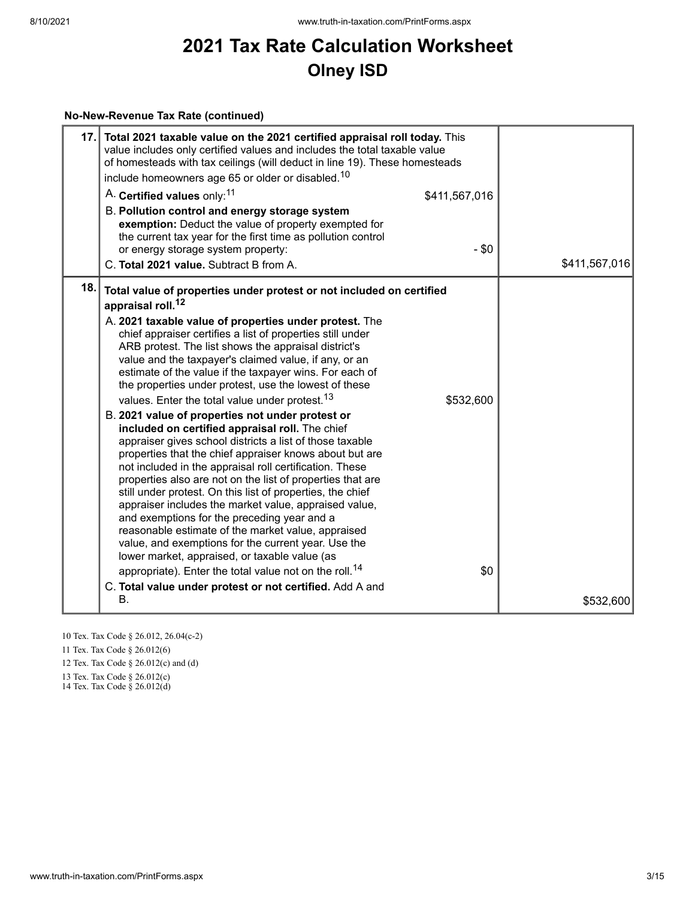# 2021 Tax Rate Calculation Worksheet

## Olney ISD

### No-New-Revenue Tax Rate (continued)

| | | | |
|---|---|---|---|
| 17. | **Total 2021 taxable value on the 2021 certified appraisal roll today.** This value includes only certified values and includes the total taxable value of homesteads with tax ceilings (will deduct in line 19). These homesteads include homeowners age 65 or older or disabled.[10] | | |
| | A. **Certified values** only:[11] | $411,567,016 | |
| | B. **Pollution control and energy storage system exemption:** Deduct the value of property exempted for the current tax year for the first time as pollution control or energy storage system property: | - $0 | |
| | C. **Total 2021 value.** Subtract B from A. | | $411,567,016 |
| 18. | **Total value of properties under protest or not included on certified appraisal roll.**[12] | | |
| | A. **2021 taxable value of properties under protest.** The chief appraiser certifies a list of properties still under ARB protest. The list shows the appraisal district's value and the taxpayer's claimed value, if any, or an estimate of the value if the taxpayer wins. For each of the properties under protest, use the lowest of these values. Enter the total value under protest.[13] | $532,600 | |
| | B. **2021 value of properties not under protest or included on certified appraisal roll.** The chief appraiser gives school districts a list of those taxable properties that the chief appraiser knows about but are not included in the appraisal roll certification. These properties also are not on the list of properties that are still under protest. On this list of properties, the chief appraiser includes the market value, appraised value, and exemptions for the preceding year and a reasonable estimate of the market value, appraised value, and exemptions for the current year. Use the lower market, appraised, or taxable value (as appropriate). Enter the total value not on the roll.[14] | $0 | |
| | C. **Total value under protest or not certified.** Add A and B. | | $532,600 |

10 Tex. Tax Code § 26.012, 26.04(c-2)

11 Tex. Tax Code § 26.012(6)

12 Tex. Tax Code § 26.012(c) and (d)

13 Tex. Tax Code § 26.012(c)

14 Tex. Tax Code § 26.012(d)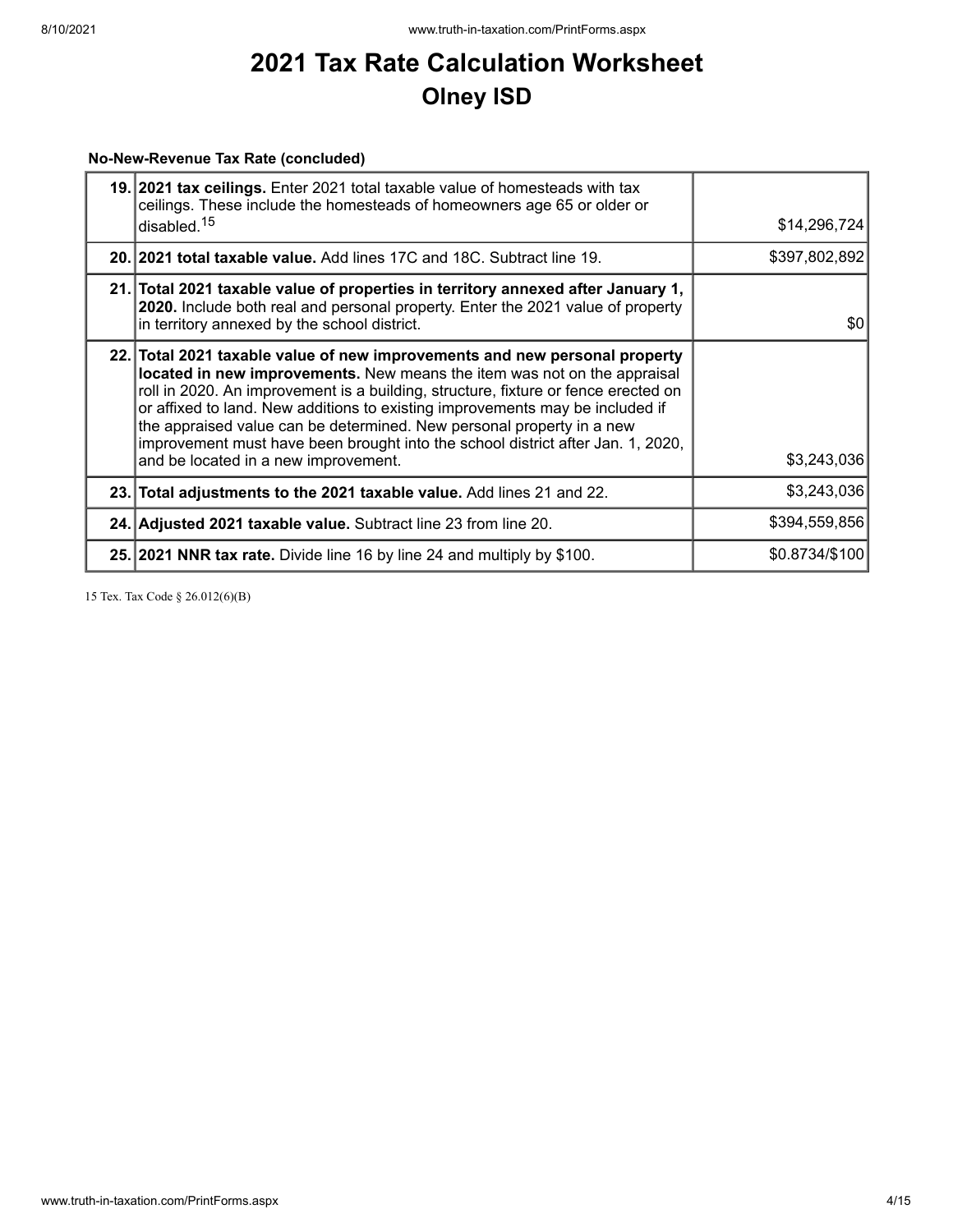# 2021 Tax Rate Calculation Worksheet
## Olney ISD

**No-New-Revenue Tax Rate (concluded)**

| Line | Description | Amount |
|---|---|---|
| 19. | **2021 tax ceilings.** Enter 2021 total taxable value of homesteads with tax ceilings. These include the homesteads of homeowners age 65 or older or disabled.[15] | $14,296,724 |
| 20. | **2021 total taxable value.** Add lines 17C and 18C. Subtract line 19. | $397,802,892 |
| 21. | **Total 2021 taxable value of properties in territory annexed after January 1, 2020.** Include both real and personal property. Enter the 2021 value of property in territory annexed by the school district. | $0 |
| 22. | **Total 2021 taxable value of new improvements and new personal property located in new improvements.** New means the item was not on the appraisal roll in 2020. An improvement is a building, structure, fixture or fence erected on or affixed to land. New additions to existing improvements may be included if the appraised value can be determined. New personal property in a new improvement must have been brought into the school district after Jan. 1, 2020, and be located in a new improvement. | $3,243,036 |
| 23. | **Total adjustments to the 2021 taxable value.** Add lines 21 and 22. | $3,243,036 |
| 24. | **Adjusted 2021 taxable value.** Subtract line 23 from line 20. | $394,559,856 |
| 25. | **2021 NNR tax rate.** Divide line 16 by line 24 and multiply by $100. | $0.8734/$100 |

15 Tex. Tax Code § 26.012(6)(B)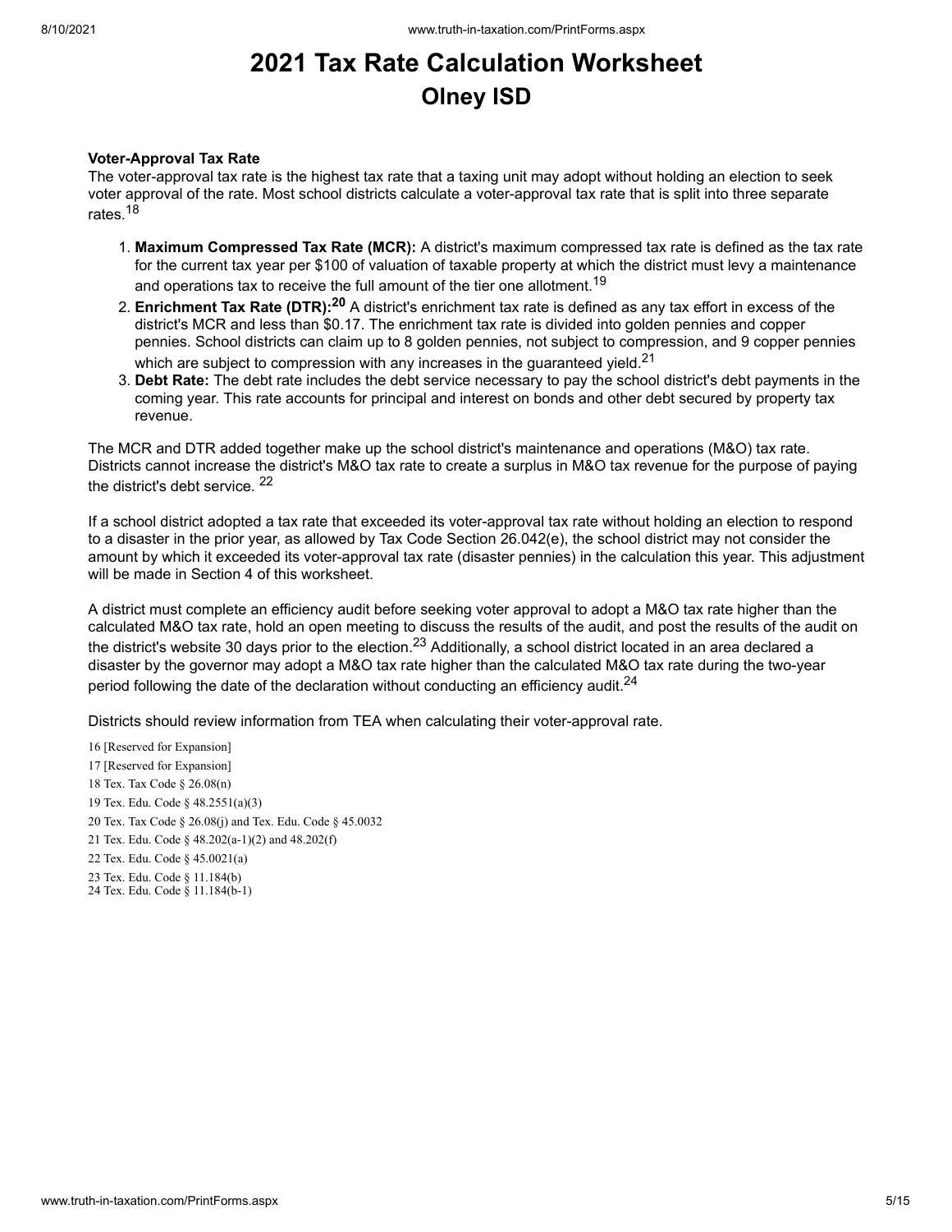# 2021 Tax Rate Calculation Worksheet

## Olney ISD

**Voter-Approval Tax Rate**

The voter-approval tax rate is the highest tax rate that a taxing unit may adopt without holding an election to seek voter approval of the rate. Most school districts calculate a voter-approval tax rate that is split into three separate rates.[18]

1. **Maximum Compressed Tax Rate (MCR):** A district's maximum compressed tax rate is defined as the tax rate for the current tax year per $100 of valuation of taxable property at which the district must levy a maintenance and operations tax to receive the full amount of the tier one allotment.[19]
2. **Enrichment Tax Rate (DTR):[20]** A district's enrichment tax rate is defined as any tax effort in excess of the district's MCR and less than $0.17. The enrichment tax rate is divided into golden pennies and copper pennies. School districts can claim up to 8 golden pennies, not subject to compression, and 9 copper pennies which are subject to compression with any increases in the guaranteed yield.[21]
3. **Debt Rate:** The debt rate includes the debt service necessary to pay the school district's debt payments in the coming year. This rate accounts for principal and interest on bonds and other debt secured by property tax revenue.

The MCR and DTR added together make up the school district's maintenance and operations (M&O) tax rate. Districts cannot increase the district's M&O tax rate to create a surplus in M&O tax revenue for the purpose of paying the district's debt service. [22]

If a school district adopted a tax rate that exceeded its voter-approval tax rate without holding an election to respond to a disaster in the prior year, as allowed by Tax Code Section 26.042(e), the school district may not consider the amount by which it exceeded its voter-approval tax rate (disaster pennies) in the calculation this year. This adjustment will be made in Section 4 of this worksheet.

A district must complete an efficiency audit before seeking voter approval to adopt a M&O tax rate higher than the calculated M&O tax rate, hold an open meeting to discuss the results of the audit, and post the results of the audit on the district's website 30 days prior to the election.[23] Additionally, a school district located in an area declared a disaster by the governor may adopt a M&O tax rate higher than the calculated M&O tax rate during the two-year period following the date of the declaration without conducting an efficiency audit.[24]

Districts should review information from TEA when calculating their voter-approval rate.

16 [Reserved for Expansion]
17 [Reserved for Expansion]
18 Tex. Tax Code § 26.08(n)
19 Tex. Edu. Code § 48.2551(a)(3)
20 Tex. Tax Code § 26.08(j) and Tex. Edu. Code § 45.0032
21 Tex. Edu. Code § 48.202(a-1)(2) and 48.202(f)
22 Tex. Edu. Code § 45.0021(a)
23 Tex. Edu. Code § 11.184(b)
24 Tex. Edu. Code § 11.184(b-1)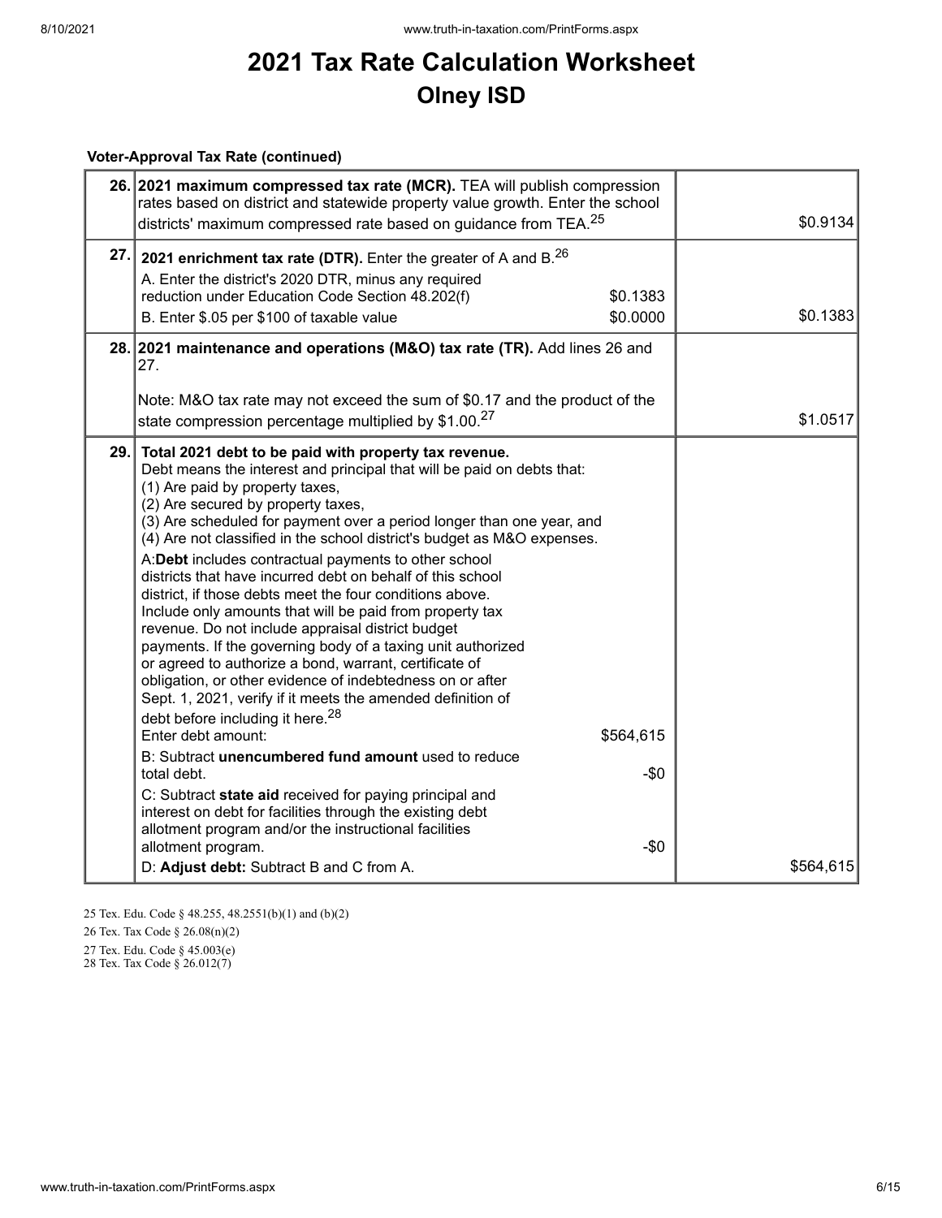# 2021 Tax Rate Calculation Worksheet
## Olney ISD

**Voter-Approval Tax Rate (continued)**

| Line | Description | Amount |
|---|---|---|
| 26. | **2021 maximum compressed tax rate (MCR).** TEA will publish compression rates based on district and statewide property value growth. Enter the school districts' maximum compressed rate based on guidance from TEA.[25] | $0.9134 |
| 27. | **2021 enrichment tax rate (DTR).** Enter the greater of A and B.[26]<br>A. Enter the district's 2020 DTR, minus any required reduction under Education Code Section 48.202(f) — $0.1383<br>B. Enter $.05 per $100 of taxable value — $0.0000 | $0.1383 |
| 28. | **2021 maintenance and operations (M&O) tax rate (TR).** Add lines 26 and 27.<br><br>Note: M&O tax rate may not exceed the sum of $0.17 and the product of the state compression percentage multiplied by $1.00.[27] | $1.0517 |
| 29. | **Total 2021 debt to be paid with property tax revenue.**<br>Debt means the interest and principal that will be paid on debts that:<br>(1) Are paid by property taxes,<br>(2) Are secured by property taxes,<br>(3) Are scheduled for payment over a period longer than one year, and<br>(4) Are not classified in the school district's budget as M&O expenses.<br><br>A: **Debt** includes contractual payments to other school districts that have incurred debt on behalf of this school district, if those debts meet the four conditions above. Include only amounts that will be paid from property tax revenue. Do not include appraisal district budget payments. If the governing body of a taxing unit authorized or agreed to authorize a bond, warrant, certificate of obligation, or other evidence of indebtedness on or after Sept. 1, 2021, verify if it meets the amended definition of debt before including it here.[28]<br>Enter debt amount: — $564,615<br>B: Subtract **unencumbered fund amount** used to reduce total debt. — -$0<br>C: Subtract **state aid** received for paying principal and interest on debt for facilities through the existing debt allotment program and/or the instructional facilities allotment program. — -$0<br>D: **Adjust debt:** Subtract B and C from A. | $564,615 |

25 Tex. Edu. Code § 48.255, 48.2551(b)(1) and (b)(2)

26 Tex. Tax Code § 26.08(n)(2)

27 Tex. Edu. Code § 45.003(e)

28 Tex. Tax Code § 26.012(7)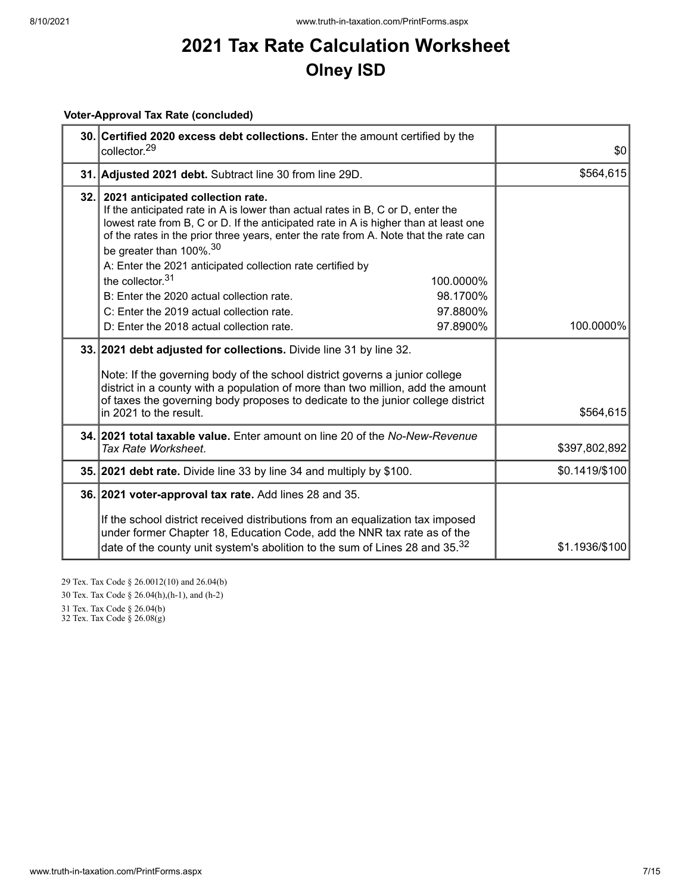# 2021 Tax Rate Calculation Worksheet
## Olney ISD

**Voter-Approval Tax Rate (concluded)**

| | | |
|---|---|---|
| **30.** | **Certified 2020 excess debt collections.** Enter the amount certified by the collector.[29] | $0 |
| **31.** | **Adjusted 2021 debt.** Subtract line 30 from line 29D. | $564,615 |
| **32.** | **2021 anticipated collection rate.**<br>If the anticipated rate in A is lower than actual rates in B, C or D, enter the lowest rate from B, C or D. If the anticipated rate in A is higher than at least one of the rates in the prior three years, enter the rate from A. Note that the rate can be greater than 100%.[30]<br>A: Enter the 2021 anticipated collection rate certified by the collector.[31] 100.0000%<br>B: Enter the 2020 actual collection rate. 98.1700%<br>C: Enter the 2019 actual collection rate. 97.8800%<br>D: Enter the 2018 actual collection rate. 97.8900% | 100.0000% |
| **33.** | **2021 debt adjusted for collections.** Divide line 31 by line 32.<br><br>Note: If the governing body of the school district governs a junior college district in a county with a population of more than two million, add the amount of taxes the governing body proposes to dedicate to the junior college district in 2021 to the result. | $564,615 |
| **34.** | **2021 total taxable value.** Enter amount on line 20 of the *No-New-Revenue Tax Rate Worksheet*. | $397,802,892 |
| **35.** | **2021 debt rate.** Divide line 33 by line 34 and multiply by $100. | $0.1419/$100 |
| **36.** | **2021 voter-approval tax rate.** Add lines 28 and 35.<br><br>If the school district received distributions from an equalization tax imposed under former Chapter 18, Education Code, add the NNR tax rate as of the date of the county unit system's abolition to the sum of Lines 28 and 35.[32] | $1.1936/$100 |

29 Tex. Tax Code § 26.0012(10) and 26.04(b)

30 Tex. Tax Code § 26.04(h),(h-1), and (h-2)

31 Tex. Tax Code § 26.04(b)

32 Tex. Tax Code § 26.08(g)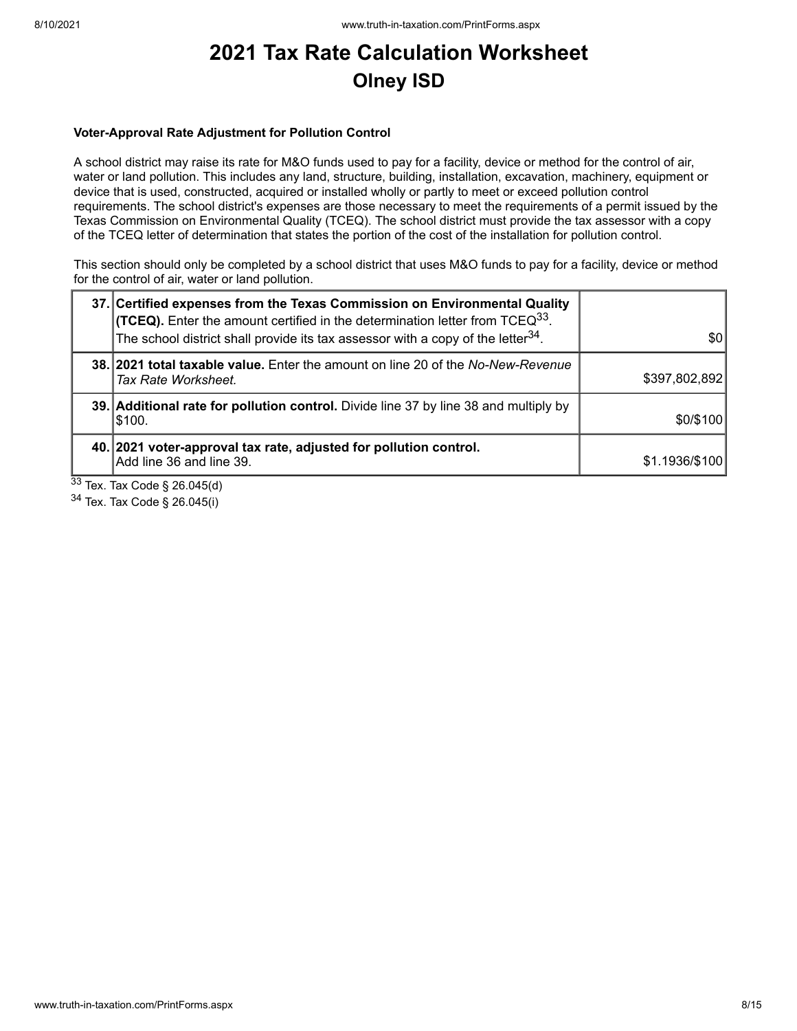# 2021 Tax Rate Calculation Worksheet
## Olney ISD

**Voter-Approval Rate Adjustment for Pollution Control**

A school district may raise its rate for M&O funds used to pay for a facility, device or method for the control of air, water or land pollution. This includes any land, structure, building, installation, excavation, machinery, equipment or device that is used, constructed, acquired or installed wholly or partly to meet or exceed pollution control requirements. The school district's expenses are those necessary to meet the requirements of a permit issued by the Texas Commission on Environmental Quality (TCEQ). The school district must provide the tax assessor with a copy of the TCEQ letter of determination that states the portion of the cost of the installation for pollution control.

This section should only be completed by a school district that uses M&O funds to pay for a facility, device or method for the control of air, water or land pollution.

| | | |
|---|---|---|
| 37. | **Certified expenses from the Texas Commission on Environmental Quality (TCEQ).** Enter the amount certified in the determination letter from TCEQ[33]. The school district shall provide its tax assessor with a copy of the letter[34]. | $0 |
| 38. | **2021 total taxable value.** Enter the amount on line 20 of the *No-New-Revenue Tax Rate Worksheet.* | $397,802,892 |
| 39. | **Additional rate for pollution control.** Divide line 37 by line 38 and multiply by $100. | $0/$100 |
| 40. | **2021 voter-approval tax rate, adjusted for pollution control.** Add line 36 and line 39. | $1.1936/$100 |

[33] Tex. Tax Code § 26.045(d)

[34] Tex. Tax Code § 26.045(i)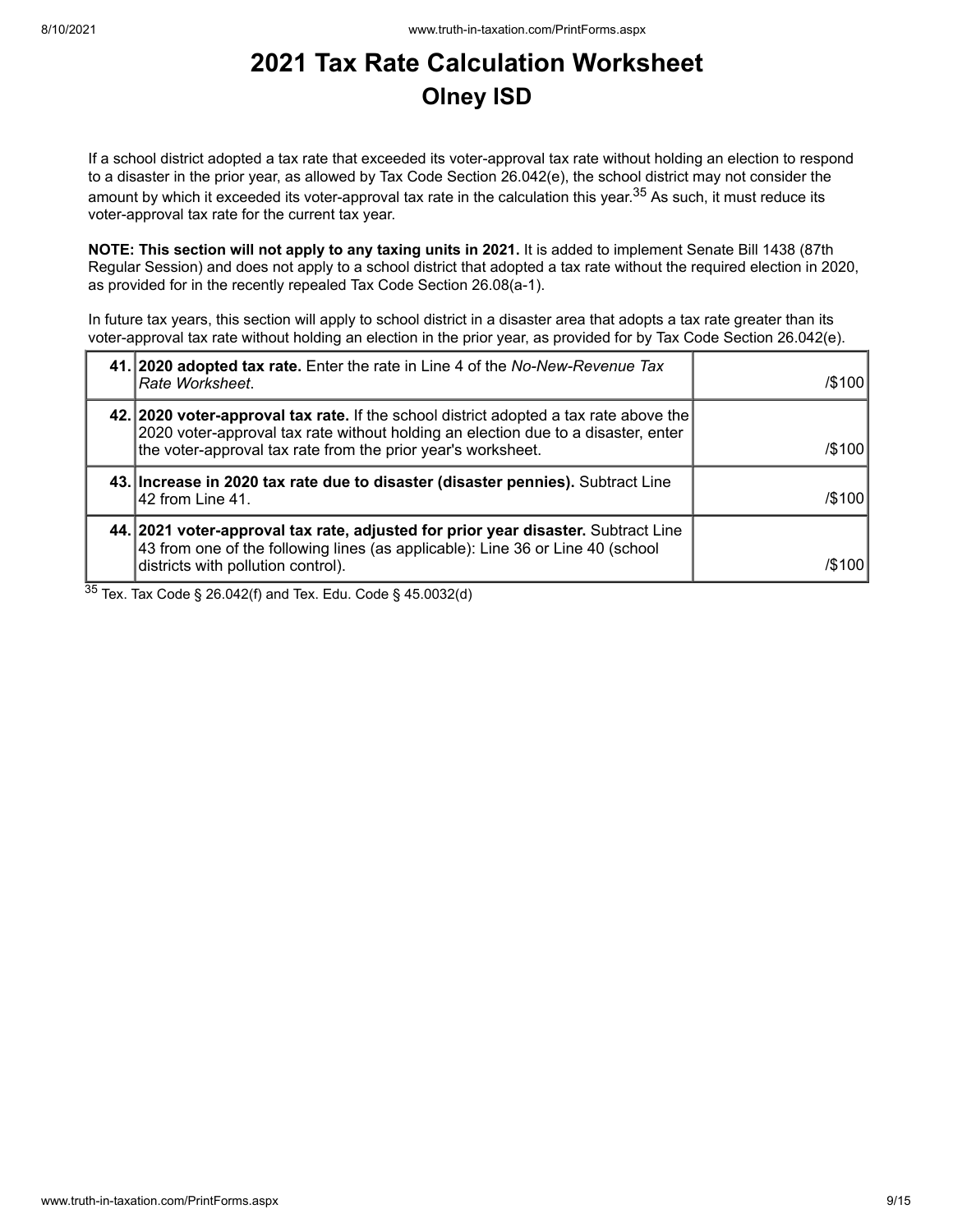# 2021 Tax Rate Calculation Worksheet

## Olney ISD

If a school district adopted a tax rate that exceeded its voter-approval tax rate without holding an election to respond to a disaster in the prior year, as allowed by Tax Code Section 26.042(e), the school district may not consider the amount by which it exceeded its voter-approval tax rate in the calculation this year.[35] As such, it must reduce its voter-approval tax rate for the current tax year.

**NOTE: This section will not apply to any taxing units in 2021.** It is added to implement Senate Bill 1438 (87th Regular Session) and does not apply to a school district that adopted a tax rate without the required election in 2020, as provided for in the recently repealed Tax Code Section 26.08(a-1).

In future tax years, this section will apply to school district in a disaster area that adopts a tax rate greater than its voter-approval tax rate without holding an election in the prior year, as provided for by Tax Code Section 26.042(e).

| | | |
|---|---|---|
| **41.** | **2020 adopted tax rate.** Enter the rate in Line 4 of the *No-New-Revenue Tax Rate Worksheet*. | /$100 |
| **42.** | **2020 voter-approval tax rate.** If the school district adopted a tax rate above the 2020 voter-approval tax rate without holding an election due to a disaster, enter the voter-approval tax rate from the prior year's worksheet. | /$100 |
| **43.** | **Increase in 2020 tax rate due to disaster (disaster pennies).** Subtract Line 42 from Line 41. | /$100 |
| **44.** | **2021 voter-approval tax rate, adjusted for prior year disaster.** Subtract Line 43 from one of the following lines (as applicable): Line 36 or Line 40 (school districts with pollution control). | /$100 |

[35] Tex. Tax Code § 26.042(f) and Tex. Edu. Code § 45.0032(d)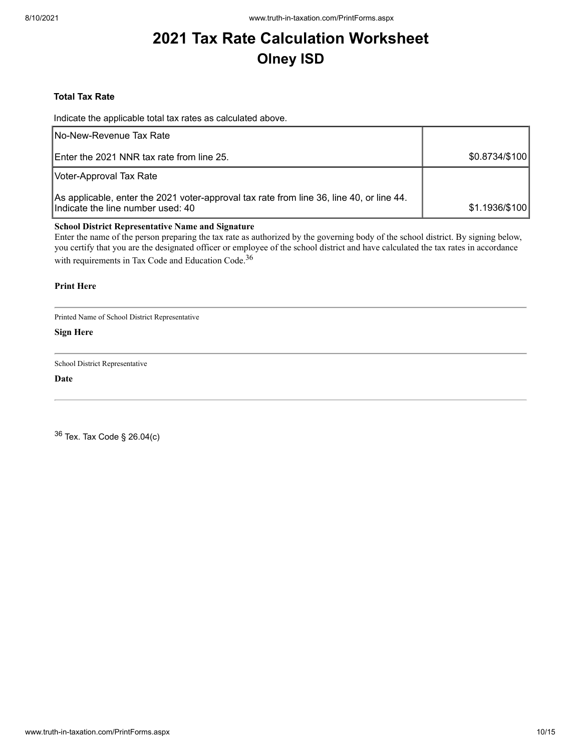# 2021 Tax Rate Calculation Worksheet

## Olney ISD

### Total Tax Rate

Indicate the applicable total tax rates as calculated above.

| | |
|---|---|
| No-New-Revenue Tax Rate<br><br>Enter the 2021 NNR tax rate from line 25. | $0.8734/$100 |
| Voter-Approval Tax Rate<br><br>As applicable, enter the 2021 voter-approval tax rate from line 36, line 40, or line 44. Indicate the line number used: 40 | $1.1936/$100 |

**School District Representative Name and Signature**

Enter the name of the person preparing the tax rate as authorized by the governing body of the school district. By signing below, you certify that you are the designated officer or employee of the school district and have calculated the tax rates in accordance with requirements in Tax Code and Education Code.[36]

**Print Here**

---

Printed Name of School District Representative

**Sign Here**

---

School District Representative

**Date**

---

[36] Tex. Tax Code § 26.04(c)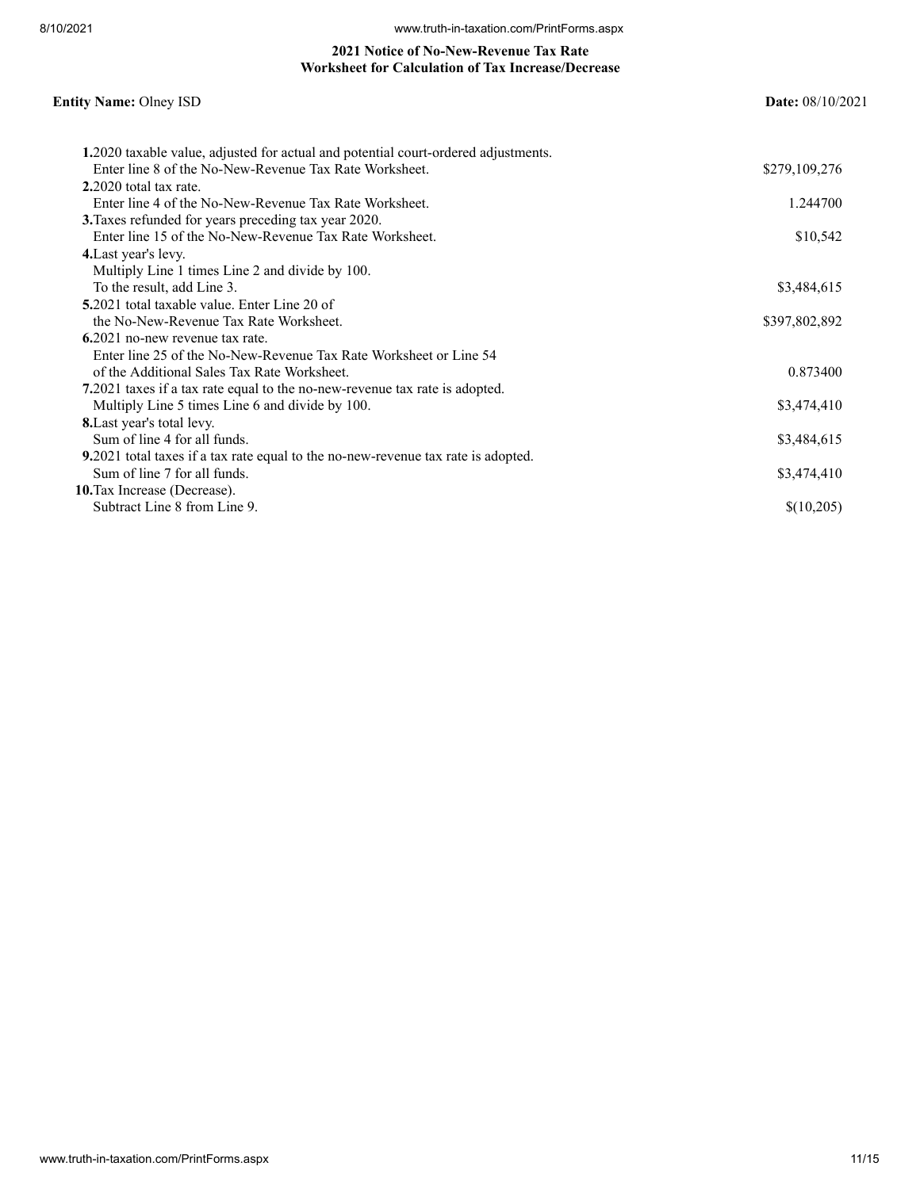**2021 Notice of No-New-Revenue Tax Rate**
**Worksheet for Calculation of Tax Increase/Decrease**

**Entity Name:** Olney ISD **Date:** 08/10/2021

| | |
|---|---|
| **1.** 2020 taxable value, adjusted for actual and potential court-ordered adjustments. Enter line 8 of the No-New-Revenue Tax Rate Worksheet. | $279,109,276 |
| **2.** 2020 total tax rate. Enter line 4 of the No-New-Revenue Tax Rate Worksheet. | 1.244700 |
| **3.** Taxes refunded for years preceding tax year 2020. Enter line 15 of the No-New-Revenue Tax Rate Worksheet. | $10,542 |
| **4.** Last year's levy. Multiply Line 1 times Line 2 and divide by 100. To the result, add Line 3. | $3,484,615 |
| **5.** 2021 total taxable value. Enter Line 20 of the No-New-Revenue Tax Rate Worksheet. | $397,802,892 |
| **6.** 2021 no-new revenue tax rate. Enter line 25 of the No-New-Revenue Tax Rate Worksheet or Line 54 of the Additional Sales Tax Rate Worksheet. | 0.873400 |
| **7.** 2021 taxes if a tax rate equal to the no-new-revenue tax rate is adopted. Multiply Line 5 times Line 6 and divide by 100. | $3,474,410 |
| **8.** Last year's total levy. Sum of line 4 for all funds. | $3,484,615 |
| **9.** 2021 total taxes if a tax rate equal to the no-new-revenue tax rate is adopted. Sum of line 7 for all funds. | $3,474,410 |
| **10.** Tax Increase (Decrease). Subtract Line 8 from Line 9. | $(10,205) |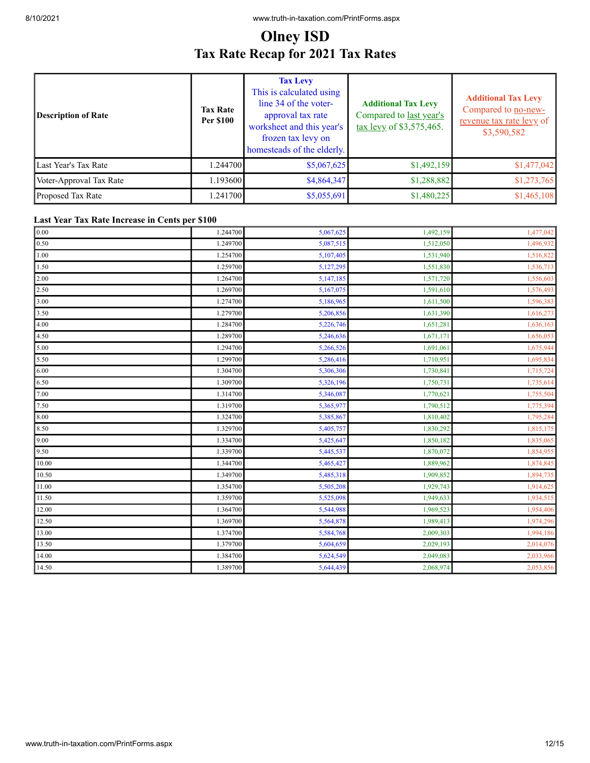# Olney ISD
## Tax Rate Recap for 2021 Tax Rates

| Description of Rate | Tax Rate Per $100 | **Tax Levy** This is calculated using line 34 of the voter-approval tax rate worksheet and this year's frozen tax levy on homesteads of the elderly. | **Additional Tax Levy** Compared to last year's tax levy of $3,575,465. | **Additional Tax Levy** Compared to no-new-revenue tax rate levy of $3,590,582 |
|---|---|---|---|---|
| Last Year's Tax Rate | 1.244700 | $5,067,625 | $1,492,159 | $1,477,042 |
| Voter-Approval Tax Rate | 1.193600 | $4,864,347 | $1,288,882 | $1,273,765 |
| Proposed Tax Rate | 1.241700 | $5,055,691 | $1,480,225 | $1,465,108 |

**Last Year Tax Rate Increase in Cents per $100**

| | | | | |
|---|---|---|---|---|
| 0.00 | 1.244700 | 5,067,625 | 1,492,159 | 1,477,042 |
| 0.50 | 1.249700 | 5,087,515 | 1,512,050 | 1,496,932 |
| 1.00 | 1.254700 | 5,107,405 | 1,531,940 | 1,516,822 |
| 1.50 | 1.259700 | 5,127,295 | 1,551,830 | 1,536,713 |
| 2.00 | 1.264700 | 5,147,185 | 1,571,720 | 1,556,603 |
| 2.50 | 1.269700 | 5,167,075 | 1,591,610 | 1,576,493 |
| 3.00 | 1.274700 | 5,186,965 | 1,611,500 | 1,596,383 |
| 3.50 | 1.279700 | 5,206,856 | 1,631,390 | 1,616,273 |
| 4.00 | 1.284700 | 5,226,746 | 1,651,281 | 1,636,163 |
| 4.50 | 1.289700 | 5,246,636 | 1,671,171 | 1,656,053 |
| 5.00 | 1.294700 | 5,266,526 | 1,691,061 | 1,675,944 |
| 5.50 | 1.299700 | 5,286,416 | 1,710,951 | 1,695,834 |
| 6.00 | 1.304700 | 5,306,306 | 1,730,841 | 1,715,724 |
| 6.50 | 1.309700 | 5,326,196 | 1,750,731 | 1,735,614 |
| 7.00 | 1.314700 | 5,346,087 | 1,770,621 | 1,755,504 |
| 7.50 | 1.319700 | 5,365,977 | 1,790,512 | 1,775,394 |
| 8.00 | 1.324700 | 5,385,867 | 1,810,402 | 1,795,284 |
| 8.50 | 1.329700 | 5,405,757 | 1,830,292 | 1,815,175 |
| 9.00 | 1.334700 | 5,425,647 | 1,850,182 | 1,835,065 |
| 9.50 | 1.339700 | 5,445,537 | 1,870,072 | 1,854,955 |
| 10.00 | 1.344700 | 5,465,427 | 1,889,962 | 1,874,845 |
| 10.50 | 1.349700 | 5,485,318 | 1,909,852 | 1,894,735 |
| 11.00 | 1.354700 | 5,505,208 | 1,929,743 | 1,914,625 |
| 11.50 | 1.359700 | 5,525,098 | 1,949,633 | 1,934,515 |
| 12.00 | 1.364700 | 5,544,988 | 1,969,523 | 1,954,406 |
| 12.50 | 1.369700 | 5,564,878 | 1,989,413 | 1,974,296 |
| 13.00 | 1.374700 | 5,584,768 | 2,009,303 | 1,994,186 |
| 13.50 | 1.379700 | 5,604,659 | 2,029,193 | 2,014,076 |
| 14.00 | 1.384700 | 5,624,549 | 2,049,083 | 2,033,966 |
| 14.50 | 1.389700 | 5,644,439 | 2,068,974 | 2,053,856 |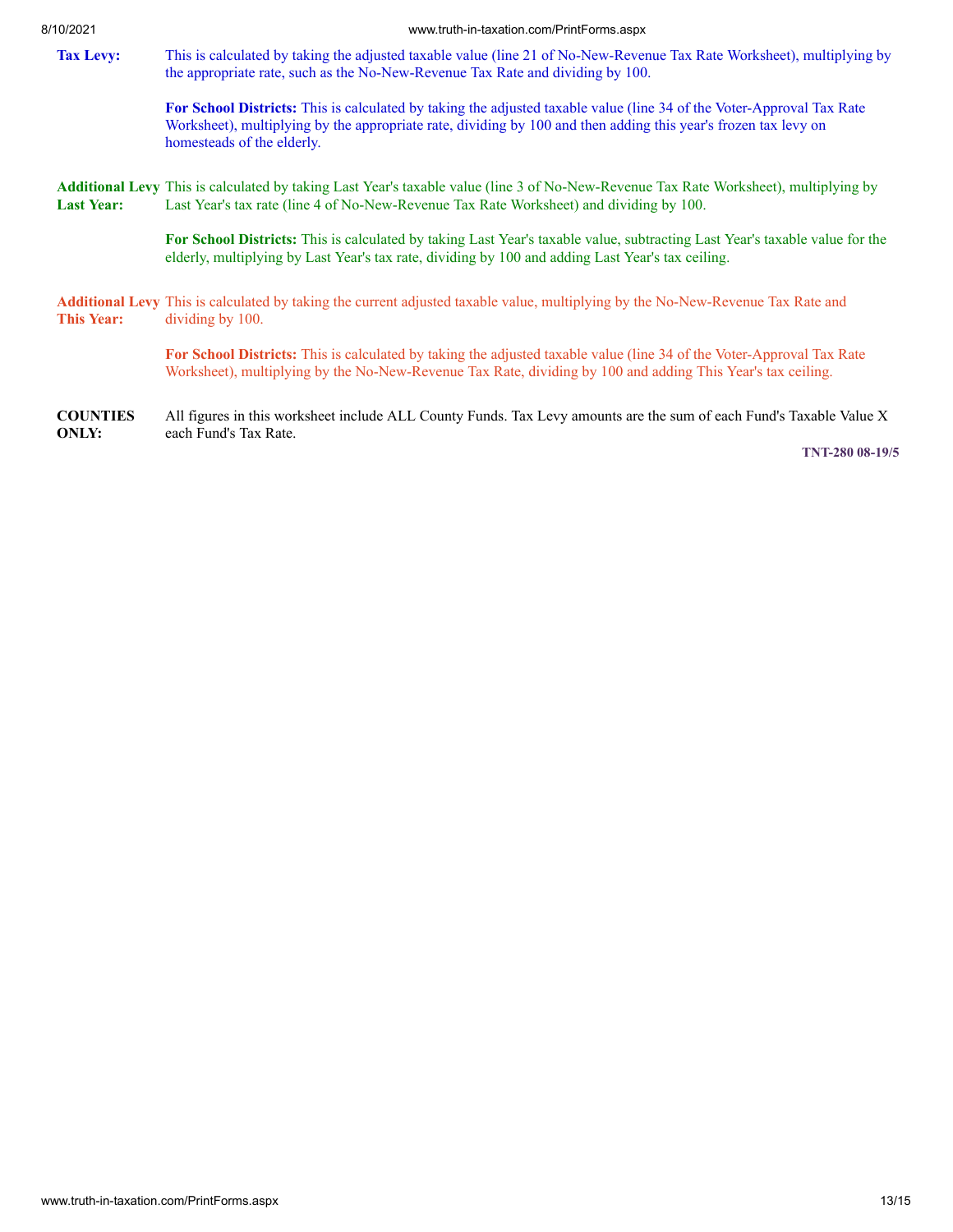**Tax Levy:** This is calculated by taking the adjusted taxable value (line 21 of No-New-Revenue Tax Rate Worksheet), multiplying by the appropriate rate, such as the No-New-Revenue Tax Rate and dividing by 100.

**For School Districts:** This is calculated by taking the adjusted taxable value (line 34 of the Voter-Approval Tax Rate Worksheet), multiplying by the appropriate rate, dividing by 100 and then adding this year's frozen tax levy on homesteads of the elderly.

**Additional Levy Last Year:** This is calculated by taking Last Year's taxable value (line 3 of No-New-Revenue Tax Rate Worksheet), multiplying by Last Year's tax rate (line 4 of No-New-Revenue Tax Rate Worksheet) and dividing by 100.

**For School Districts:** This is calculated by taking Last Year's taxable value, subtracting Last Year's taxable value for the elderly, multiplying by Last Year's tax rate, dividing by 100 and adding Last Year's tax ceiling.

**Additional Levy This Year:** This is calculated by taking the current adjusted taxable value, multiplying by the No-New-Revenue Tax Rate and dividing by 100.

**For School Districts:** This is calculated by taking the adjusted taxable value (line 34 of the Voter-Approval Tax Rate Worksheet), multiplying by the No-New-Revenue Tax Rate, dividing by 100 and adding This Year's tax ceiling.

**COUNTIES ONLY:** All figures in this worksheet include ALL County Funds. Tax Levy amounts are the sum of each Fund's Taxable Value X each Fund's Tax Rate.

**TNT-280 08-19/5**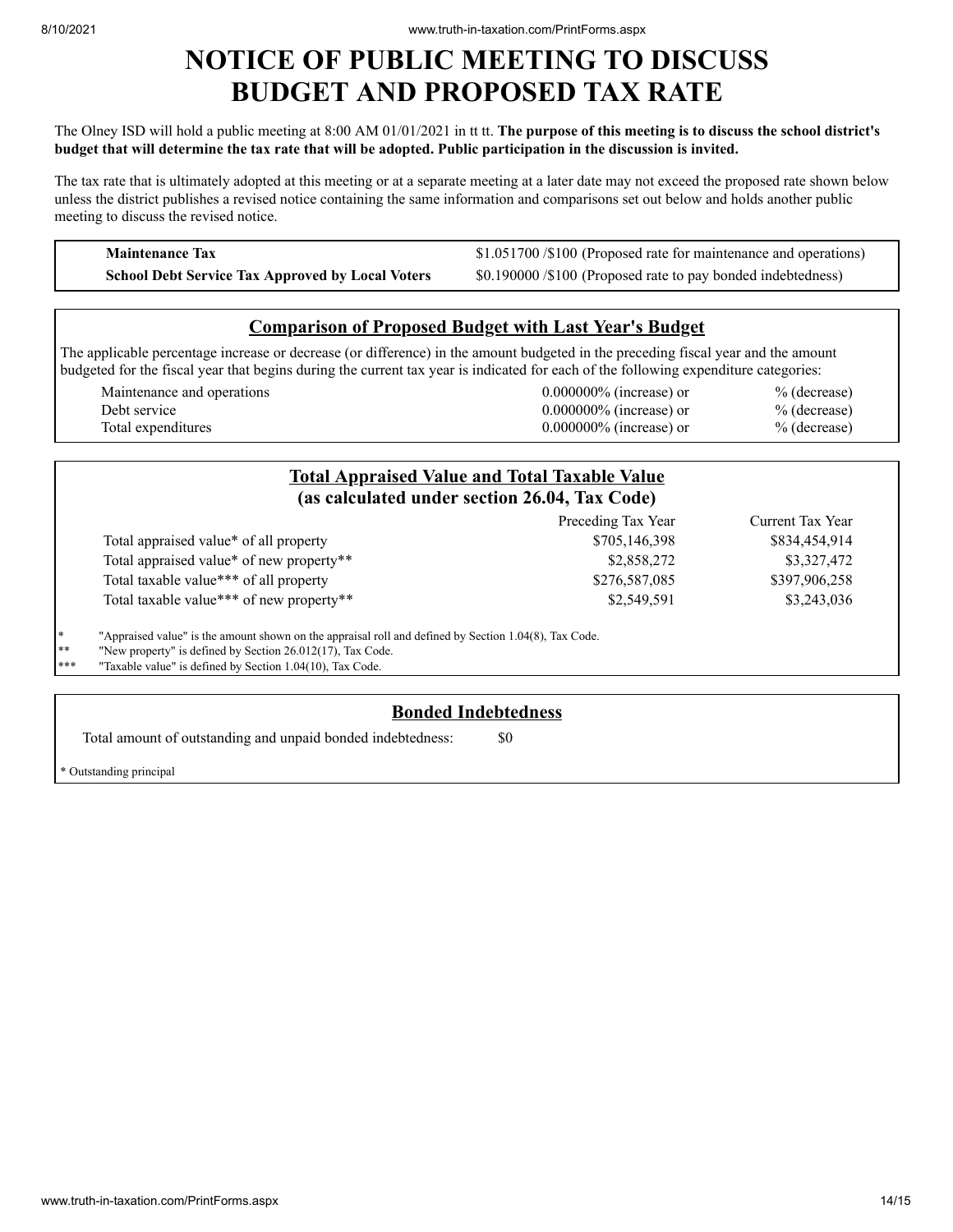# NOTICE OF PUBLIC MEETING TO DISCUSS BUDGET AND PROPOSED TAX RATE

The Olney ISD will hold a public meeting at 8:00 AM 01/01/2021 in tt tt. **The purpose of this meeting is to discuss the school district's budget that will determine the tax rate that will be adopted. Public participation in the discussion is invited.**

The tax rate that is ultimately adopted at this meeting or at a separate meeting at a later date may not exceed the proposed rate shown below unless the district publishes a revised notice containing the same information and comparisons set out below and holds another public meeting to discuss the revised notice.

| | |
|---|---|
| **Maintenance Tax** | \$1.051700 /\$100 (Proposed rate for maintenance and operations) |
| **School Debt Service Tax Approved by Local Voters** | \$0.190000 /\$100 (Proposed rate to pay bonded indebtedness) |

## Comparison of Proposed Budget with Last Year's Budget

The applicable percentage increase or decrease (or difference) in the amount budgeted in the preceding fiscal year and the amount budgeted for the fiscal year that begins during the current tax year is indicated for each of the following expenditure categories:

| | | |
|---|---|---|
| Maintenance and operations | 0.000000% (increase) or | % (decrease) |
| Debt service | 0.000000% (increase) or | % (decrease) |
| Total expenditures | 0.000000% (increase) or | % (decrease) |

## Total Appraised Value and Total Taxable Value (as calculated under section 26.04, Tax Code)

| | Preceding Tax Year | Current Tax Year |
|---|---|---|
| Total appraised value* of all property | \$705,146,398 | \$834,454,914 |
| Total appraised value* of new property** | \$2,858,272 | \$3,327,472 |
| Total taxable value*** of all property | \$276,587,085 | \$397,906,258 |
| Total taxable value*** of new property** | \$2,549,591 | \$3,243,036 |

\* "Appraised value" is the amount shown on the appraisal roll and defined by Section 1.04(8), Tax Code.

\** "New property" is defined by Section 26.012(17), Tax Code.

\*** "Taxable value" is defined by Section 1.04(10), Tax Code.

## Bonded Indebtedness

Total amount of outstanding and unpaid bonded indebtedness: \$0

\* Outstanding principal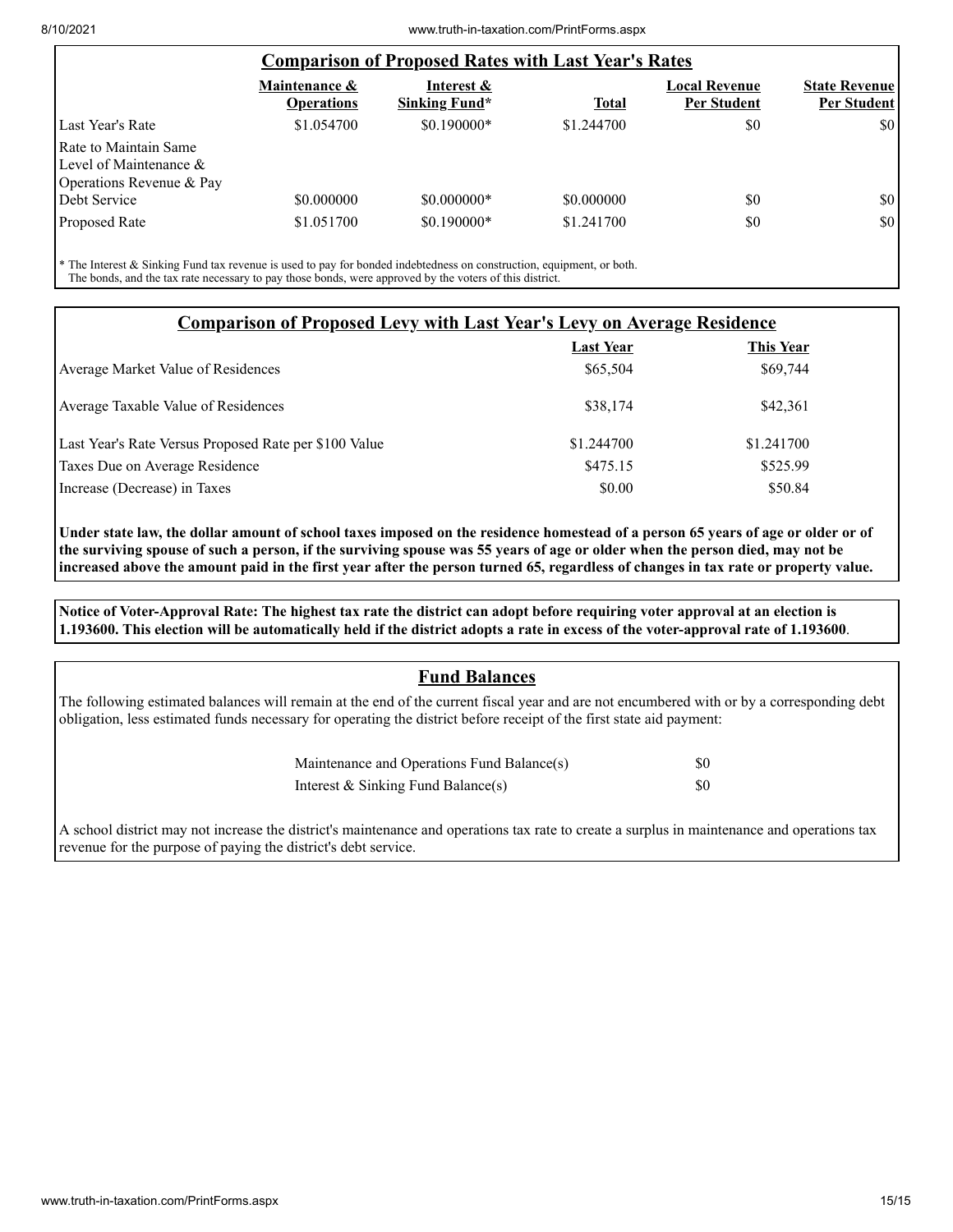## Comparison of Proposed Rates with Last Year's Rates

| | Maintenance & Operations | Interest & Sinking Fund* | Total | Local Revenue Per Student | State Revenue Per Student |
|---|---|---|---|---|---|
| Last Year's Rate | $1.054700 | $0.190000* | $1.244700 | $0 | $0 |
| Rate to Maintain Same Level of Maintenance & Operations Revenue & Pay Debt Service | $0.000000 | $0.000000* | $0.000000 | $0 | $0 |
| Proposed Rate | $1.051700 | $0.190000* | $1.241700 | $0 | $0 |

* The Interest & Sinking Fund tax revenue is used to pay for bonded indebtedness on construction, equipment, or both. The bonds, and the tax rate necessary to pay those bonds, were approved by the voters of this district.

## Comparison of Proposed Levy with Last Year's Levy on Average Residence

| | Last Year | This Year |
|---|---|---|
| Average Market Value of Residences | $65,504 | $69,744 |
| Average Taxable Value of Residences | $38,174 | $42,361 |
| Last Year's Rate Versus Proposed Rate per $100 Value | $1.244700 | $1.241700 |
| Taxes Due on Average Residence | $475.15 | $525.99 |
| Increase (Decrease) in Taxes | $0.00 | $50.84 |

**Under state law, the dollar amount of school taxes imposed on the residence homestead of a person 65 years of age or older or of the surviving spouse of such a person, if the surviving spouse was 55 years of age or older when the person died, may not be increased above the amount paid in the first year after the person turned 65, regardless of changes in tax rate or property value.**

**Notice of Voter-Approval Rate: The highest tax rate the district can adopt before requiring voter approval at an election is 1.193600. This election will be automatically held if the district adopts a rate in excess of the voter-approval rate of 1.193600**.

## Fund Balances

The following estimated balances will remain at the end of the current fiscal year and are not encumbered with or by a corresponding debt obligation, less estimated funds necessary for operating the district before receipt of the first state aid payment:

| | |
|---|---|
| Maintenance and Operations Fund Balance(s) | $0 |
| Interest & Sinking Fund Balance(s) | $0 |

A school district may not increase the district's maintenance and operations tax rate to create a surplus in maintenance and operations tax revenue for the purpose of paying the district's debt service.